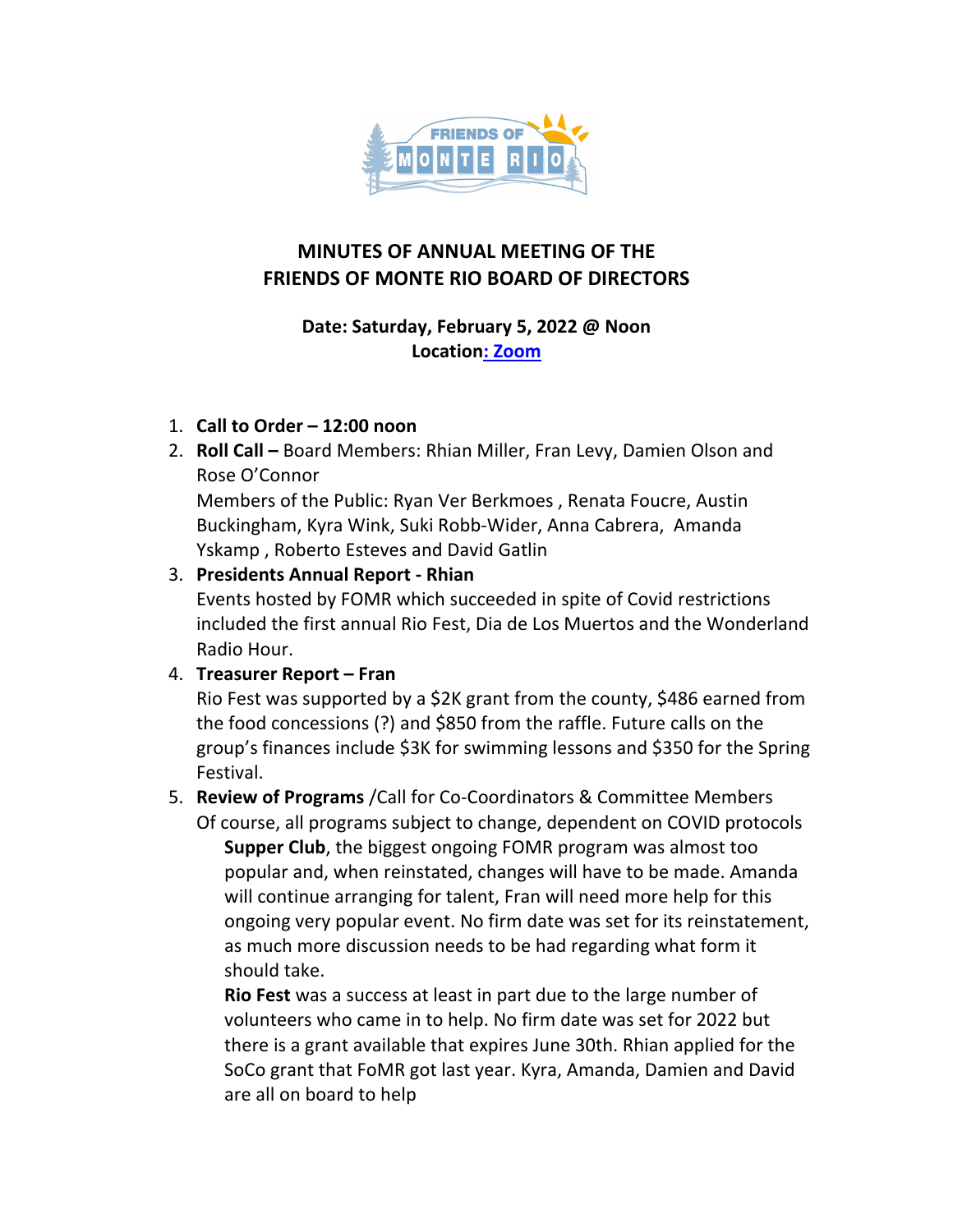# MINUTES OF ANNUAL MEETING OF THE FRIENDS OF MONTE RIO BOARD OF DIRECTORS

**Date: Saturday, February 5, 2022 @ Noon**
**Location: Zoom**

1. **Call to Order – 12:00 noon**
2. **Roll Call –** Board Members: Rhian Miller, Fran Levy, Damien Olson and Rose O'Connor
   Members of the Public: Ryan Ver Berkmoes , Renata Foucre, Austin Buckingham, Kyra Wink, Suki Robb-Wider, Anna Cabrera, Amanda Yskamp , Roberto Esteves and David Gatlin
3. **Presidents Annual Report - Rhian**
   Events hosted by FOMR which succeeded in spite of Covid restrictions included the first annual Rio Fest, Dia de Los Muertos and the Wonderland Radio Hour.
4. **Treasurer Report – Fran**
   Rio Fest was supported by a $2K grant from the county, $486 earned from the food concessions (?) and $850 from the raffle. Future calls on the group's finances include $3K for swimming lessons and $350 for the Spring Festival.
5. **Review of Programs** /Call for Co-Coordinators & Committee Members
   Of course, all programs subject to change, dependent on COVID protocols

   **Supper Club**, the biggest ongoing FOMR program was almost too popular and, when reinstated, changes will have to be made. Amanda will continue arranging for talent, Fran will need more help for this ongoing very popular event. No firm date was set for its reinstatement, as much more discussion needs to be had regarding what form it should take.

   **Rio Fest** was a success at least in part due to the large number of volunteers who came in to help. No firm date was set for 2022 but there is a grant available that expires June 30th. Rhian applied for the SoCo grant that FoMR got last year. Kyra, Amanda, Damien and David are all on board to help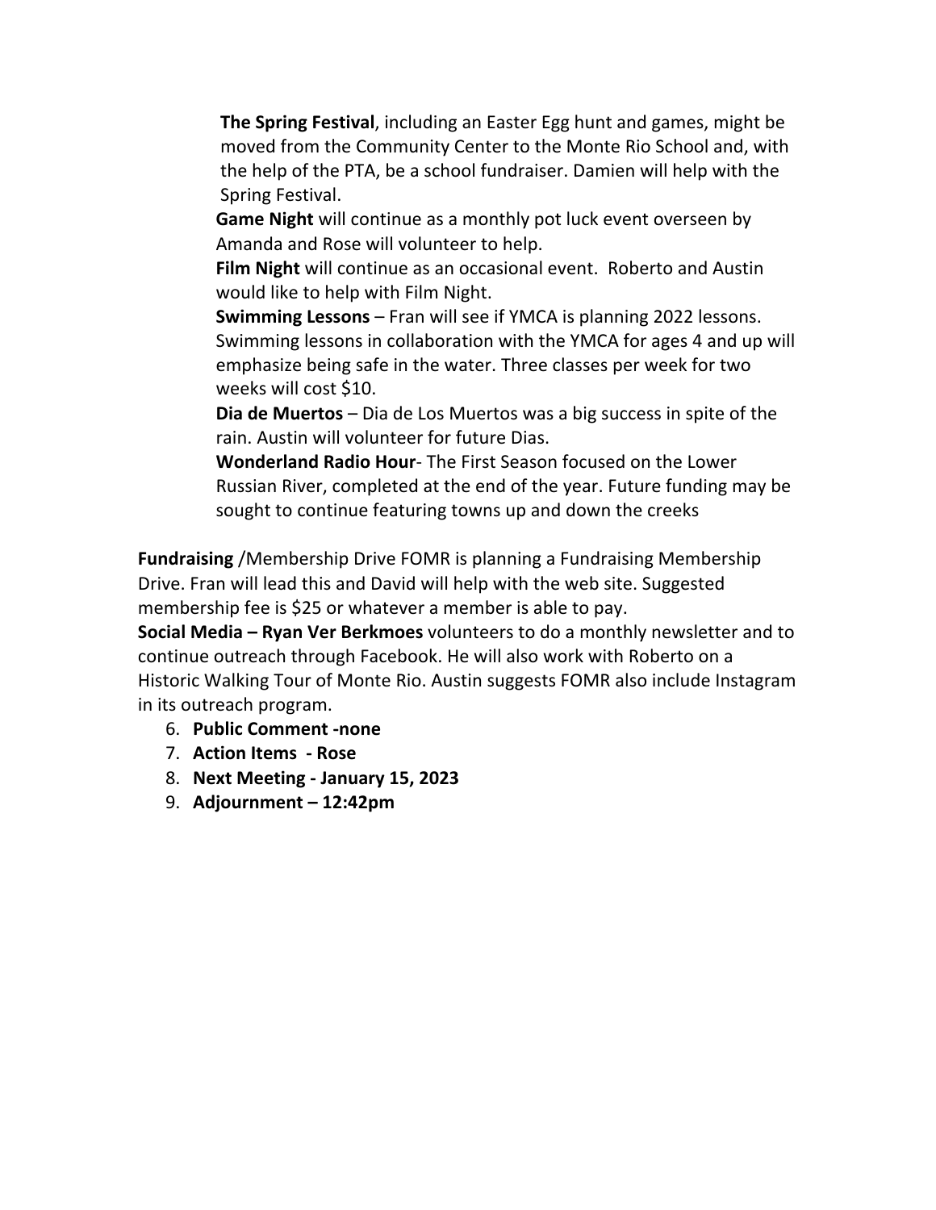**The Spring Festival**, including an Easter Egg hunt and games, might be moved from the Community Center to the Monte Rio School and, with the help of the PTA, be a school fundraiser. Damien will help with the Spring Festival.

**Game Night** will continue as a monthly pot luck event overseen by Amanda and Rose will volunteer to help.

**Film Night** will continue as an occasional event. Roberto and Austin would like to help with Film Night.

**Swimming Lessons** – Fran will see if YMCA is planning 2022 lessons. Swimming lessons in collaboration with the YMCA for ages 4 and up will emphasize being safe in the water. Three classes per week for two weeks will cost $10.

**Dia de Muertos** – Dia de Los Muertos was a big success in spite of the rain. Austin will volunteer for future Dias.

**Wonderland Radio Hour**- The First Season focused on the Lower Russian River, completed at the end of the year. Future funding may be sought to continue featuring towns up and down the creeks

**Fundraising** /Membership Drive FOMR is planning a Fundraising Membership Drive. Fran will lead this and David will help with the web site. Suggested membership fee is $25 or whatever a member is able to pay.

**Social Media – Ryan Ver Berkmoes** volunteers to do a monthly newsletter and to continue outreach through Facebook. He will also work with Roberto on a Historic Walking Tour of Monte Rio. Austin suggests FOMR also include Instagram in its outreach program.

6. **Public Comment -none**
7. **Action Items - Rose**
8. **Next Meeting - January 15, 2023**
9. **Adjournment – 12:42pm**